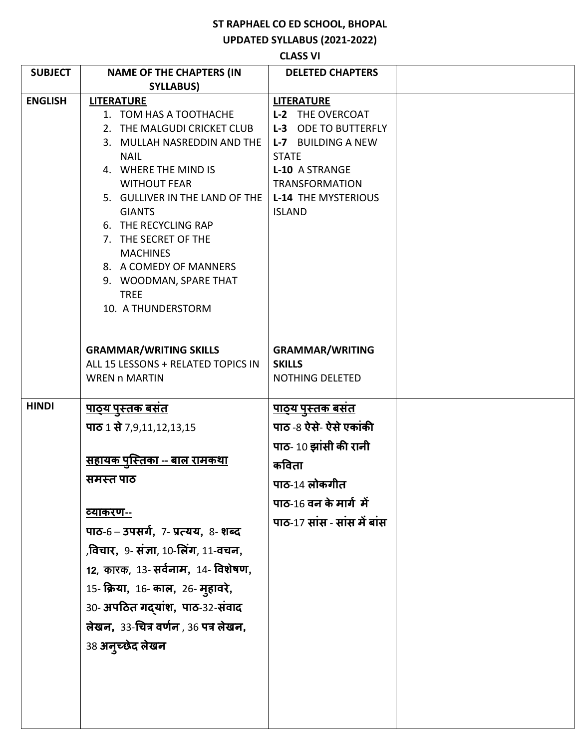**ST RAPHAEL CO ED SCHOOL, BHOPAL**

**UPDATED SYLLABUS (2021-2022)**

**CLASS VI**

| SUBJECT | NAME OF THE CHAPTERS (IN SYLLABUS) | DELETED CHAPTERS | |
|---|---|---|---|
| **ENGLISH** | **LITERATURE**<br>1. TOM HAS A TOOTHACHE<br>2. THE MALGUDI CRICKET CLUB<br>3. MULLAH NASREDDIN AND THE NAIL<br>4. WHERE THE MIND IS WITHOUT FEAR<br>5. GULLIVER IN THE LAND OF THE GIANTS<br>6. THE RECYCLING RAP<br>7. THE SECRET OF THE MACHINES<br>8. A COMEDY OF MANNERS<br>9. WOODMAN, SPARE THAT TREE<br>10. A THUNDERSTORM<br><br>**GRAMMAR/WRITING SKILLS**<br>ALL 15 LESSONS + RELATED TOPICS IN WREN n MARTIN | **LITERATURE**<br>**L-2** THE OVERCOAT<br>**L-3** ODE TO BUTTERFLY<br>**L-7** BUILDING A NEW STATE<br>**L-10** A STRANGE TRANSFORMATION<br>**L-14** THE MYSTERIOUS ISLAND<br><br>**GRAMMAR/WRITING SKILLS**<br>NOTHING DELETED | |
| **HINDI** | **पाठ्य पुस्तक बसंत**<br>**पाठ** 1 **से** 7,9,11,12,13,15<br><br>**सहायक पुस्तिका -- बाल रामकथा**<br>**समस्त पाठ**<br><br>**व्याकरण--**<br>**पाठ**-6 – **उपसर्ग,** 7- **प्रत्यय,** 8- **शब्द ,विचार,** 9- **संज्ञा**, 10-**लिंग**, 11-**वचन, 12**, कारक, 13- **सर्वनाम,** 14- **विशेषण,** 15- **क्रिया,** 16- **काल,** 26- **मुहावरे,** 30- **अपठित गद्यांश, पाठ**-32-**संवाद लेखन,** 33-**चित्र वर्णन** , 36 **पत्र लेखन,** 38 **अनुच्छेद लेखन** | **पाठ्य पुस्तक बसंत**<br>**पाठ** -8 **ऐसे- ऐसे एकांकी**<br>**पाठ**- 10 **झांसी की रानी कविता**<br>**पाठ**-14 **लोकगीत**<br>**पाठ**-16 **वन के मार्ग में**<br>**पाठ**-17 **सांस - सांस में बांस** | |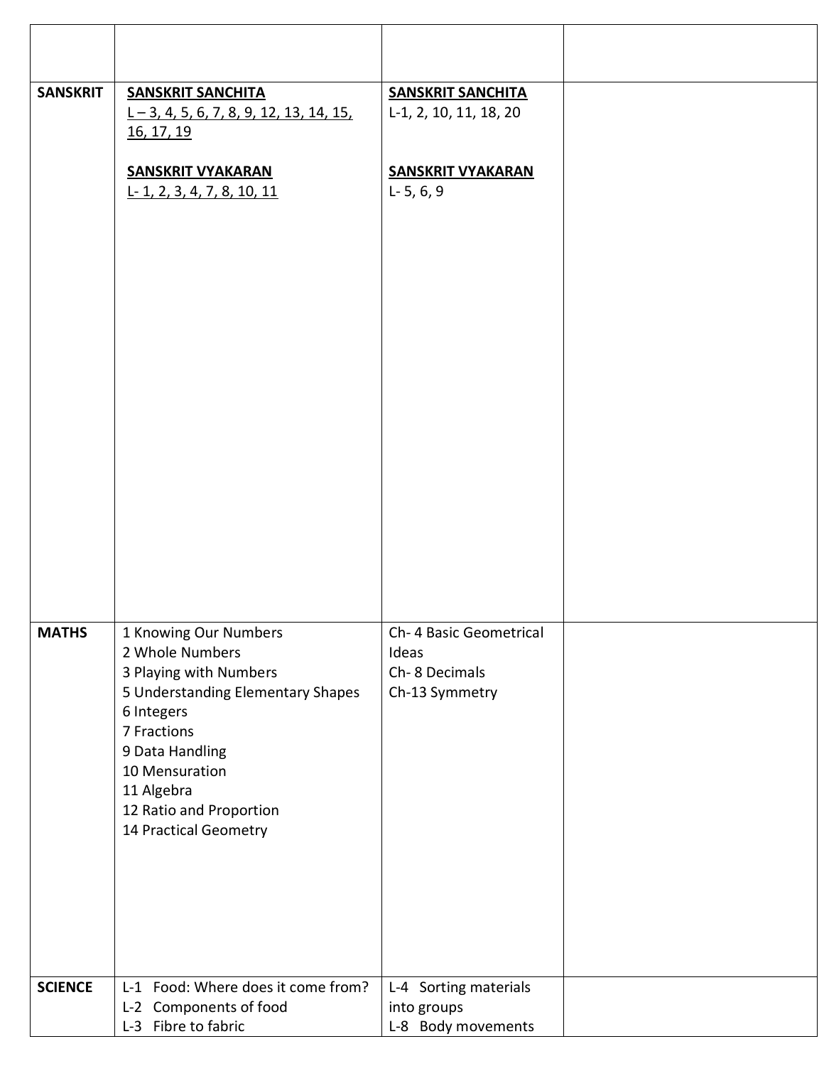| | | | |
|---|---|---|---|
| **SANSKRIT** | **SANSKRIT SANCHITA**<br>L – 3, 4, 5, 6, 7, 8, 9, 12, 13, 14, 15, 16, 17, 19<br><br>**SANSKRIT VYAKARAN**<br>L- 1, 2, 3, 4, 7, 8, 10, 11 | **SANSKRIT SANCHITA**<br>L-1, 2, 10, 11, 18, 20<br><br>**SANSKRIT VYAKARAN**<br>L- 5, 6, 9 | |
| **MATHS** | 1 Knowing Our Numbers<br>2 Whole Numbers<br>3 Playing with Numbers<br>5 Understanding Elementary Shapes<br>6 Integers<br>7 Fractions<br>9 Data Handling<br>10 Mensuration<br>11 Algebra<br>12 Ratio and Proportion<br>14 Practical Geometry | Ch- 4 Basic Geometrical Ideas<br>Ch- 8 Decimals<br>Ch-13 Symmetry | |
| **SCIENCE** | L-1 Food: Where does it come from?<br>L-2 Components of food<br>L-3 Fibre to fabric | L-4 Sorting materials into groups<br>L-8 Body movements | |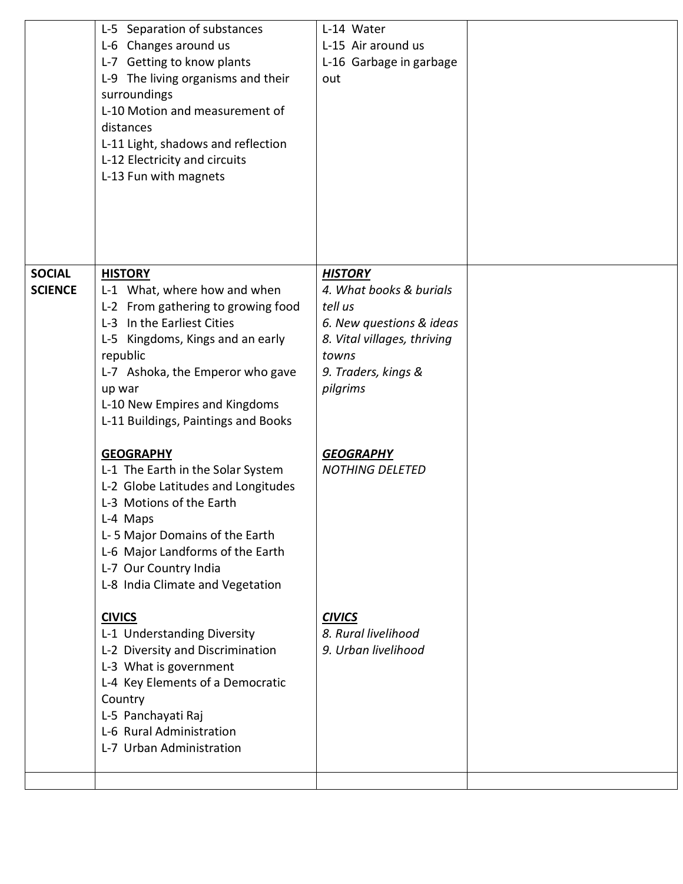|  |  |  |  |
|---|---|---|---|
|  | L-5 Separation of substances<br>L-6 Changes around us<br>L-7 Getting to know plants<br>L-9 The living organisms and their surroundings<br>L-10 Motion and measurement of distances<br>L-11 Light, shadows and reflection<br>L-12 Electricity and circuits<br>L-13 Fun with magnets | L-14 Water<br>L-15 Air around us<br>L-16 Garbage in garbage out |  |
| **SOCIAL SCIENCE** | **HISTORY**<br>L-1 What, where how and when<br>L-2 From gathering to growing food<br>L-3 In the Earliest Cities<br>L-5 Kingdoms, Kings and an early republic<br>L-7 Ashoka, the Emperor who gave up war<br>L-10 New Empires and Kingdoms<br>L-11 Buildings, Paintings and Books<br><br>**GEOGRAPHY**<br>L-1 The Earth in the Solar System<br>L-2 Globe Latitudes and Longitudes<br>L-3 Motions of the Earth<br>L-4 Maps<br>L- 5 Major Domains of the Earth<br>L-6 Major Landforms of the Earth<br>L-7 Our Country India<br>L-8 India Climate and Vegetation<br><br>**CIVICS**<br>L-1 Understanding Diversity<br>L-2 Diversity and Discrimination<br>L-3 What is government<br>L-4 Key Elements of a Democratic Country<br>L-5 Panchayati Raj<br>L-6 Rural Administration<br>L-7 Urban Administration | ***HISTORY***<br>*4. What books & burials tell us*<br>*6. New questions & ideas*<br>*8. Vital villages, thriving towns*<br>*9. Traders, kings & pilgrims*<br><br>***GEOGRAPHY***<br>*NOTHING DELETED*<br><br>***CIVICS***<br>*8. Rural livelihood*<br>*9. Urban livelihood* |  |
|  |  |  |  |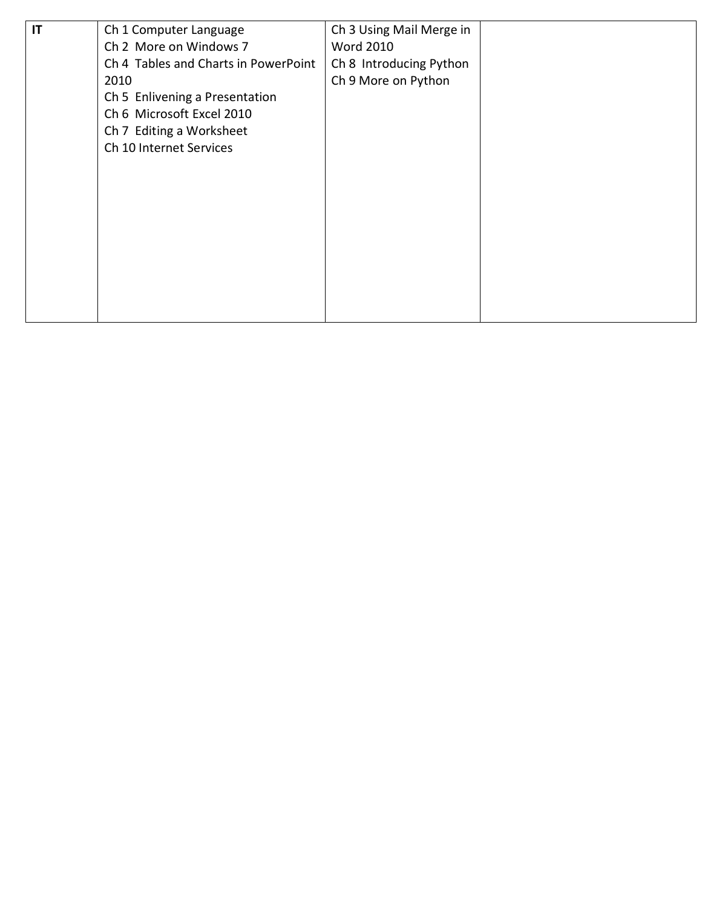| | | | |
|---|---|---|---|
| **IT** | Ch 1 Computer Language<br>Ch 2 More on Windows 7<br>Ch 4 Tables and Charts in PowerPoint 2010<br>Ch 5 Enlivening a Presentation<br>Ch 6 Microsoft Excel 2010<br>Ch 7 Editing a Worksheet<br>Ch 10 Internet Services | Ch 3 Using Mail Merge in Word 2010<br>Ch 8 Introducing Python<br>Ch 9 More on Python | |